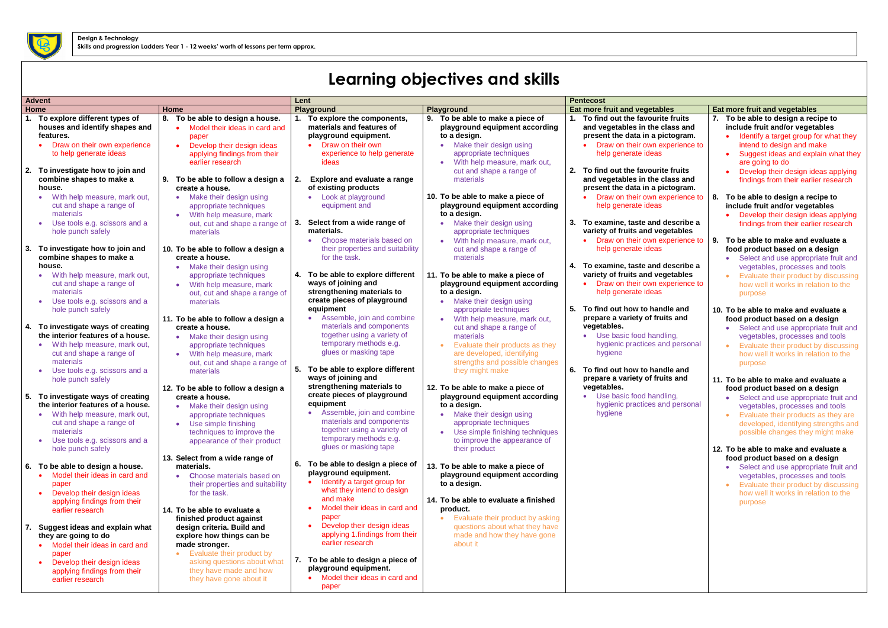**Design & Technology**
**Skills and progression Ladders Year 1 - 12 weeks' worth of lessons per term approx.**

# Learning objectives and skills

| Advent | | Lent | | Pentecost | |
|---|---|---|---|---|---|
| **Home** | **Home** | **Playground** | **Playground** | **Eat more fruit and vegetables** | **Eat more fruit and vegetables** |
| **1. To explore different types of houses and identify shapes and features.**<br>• Draw on their own experience to help generate ideas<br><br>**2. To investigate how to join and combine shapes to make a house.**<br>• With help measure, mark out, cut and shape a range of materials<br>• Use tools e.g. scissors and a hole punch safely<br><br>**3. To investigate how to join and combine shapes to make a house.**<br>• With help measure, mark out, cut and shape a range of materials<br>• Use tools e.g. scissors and a hole punch safely<br><br>**4. To investigate ways of creating the interior features of a house.**<br>• With help measure, mark out, cut and shape a range of materials<br>• Use tools e.g. scissors and a hole punch safely<br><br>**5. To investigate ways of creating the interior features of a house.**<br>• With help measure, mark out, cut and shape a range of materials<br>• Use tools e.g. scissors and a hole punch safely<br><br>**6. To be able to design a house.**<br>• Model their ideas in card and paper<br>• Develop their design ideas applying findings from their earlier research<br><br>**7. Suggest ideas and explain what they are going to do**<br>• Model their ideas in card and paper<br>• Develop their design ideas applying findings from their earlier research | **8. To be able to design a house.**<br>• Model their ideas in card and paper<br>• Develop their design ideas applying findings from their earlier research<br><br>**9. To be able to follow a design a create a house.**<br>• Make their design using appropriate techniques<br>• With help measure, mark out, cut and shape a range of materials<br><br>**10. To be able to follow a design a create a house.**<br>• Make their design using appropriate techniques<br>• With help measure, mark out, cut and shape a range of materials<br><br>**11. To be able to follow a design a create a house.**<br>• Make their design using appropriate techniques<br>• With help measure, mark out, cut and shape a range of materials<br><br>**12. To be able to follow a design a create a house.**<br>• Make their design using appropriate techniques<br>• Use simple finishing techniques to improve the appearance of their product<br><br>**13. Select from a wide range of materials.**<br>• Choose materials based on their properties and suitability for the task.<br><br>**14. To be able to evaluate a finished product against design criteria. Build and explore how things can be made stronger.**<br>• Evaluate their product by asking questions about what they have made and how they have gone about it | **1. To explore the components, materials and features of playground equipment.**<br>• Draw on their own experience to help generate ideas<br><br>**2. Explore and evaluate a range of existing products**<br>• Look at playground equipment and<br><br>**3. Select from a wide range of materials.**<br>• Choose materials based on their properties and suitability for the task.<br><br>**4. To be able to explore different ways of joining and strengthening materials to create pieces of playground equipment**<br>• Assemble, join and combine materials and components together using a variety of temporary methods e.g. glues or masking tape<br><br>**5. To be able to explore different ways of joining and strengthening materials to create pieces of playground equipment**<br>• Assemble, join and combine materials and components together using a variety of temporary methods e.g. glues or masking tape<br><br>**6. To be able to design a piece of playground equipment.**<br>• Identify a target group for what they intend to design and make<br>• Model their ideas in card and paper<br>• Develop their design ideas applying 1.findings from their earlier research<br><br>**7. To be able to design a piece of playground equipment.**<br>• Model their ideas in card and paper | **9. To be able to make a piece of playground equipment according to a design.**<br>• Make their design using appropriate techniques<br>• With help measure, mark out, cut and shape a range of materials<br><br>**10. To be able to make a piece of playground equipment according to a design.**<br>• Make their design using appropriate techniques<br>• With help measure, mark out, cut and shape a range of materials<br><br>**11. To be able to make a piece of playground equipment according to a design.**<br>• Make their design using appropriate techniques<br>• With help measure, mark out, cut and shape a range of materials<br>• Evaluate their products as they are developed, identifying strengths and possible changes they might make<br><br>**12. To be able to make a piece of playground equipment according to a design.**<br>• Make their design using appropriate techniques<br>• Use simple finishing techniques to improve the appearance of their product<br><br>**13. To be able to make a piece of playground equipment according to a design.**<br><br>**14. To be able to evaluate a finished product.**<br>• Evaluate their product by asking questions about what they have made and how they have gone about it | **1. To find out the favourite fruits and vegetables in the class and present the data in a pictogram.**<br>• Draw on their own experience to help generate ideas<br><br>**2. To find out the favourite fruits and vegetables in the class and present the data in a pictogram.**<br>• Draw on their own experience to help generate ideas<br><br>**3. To examine, taste and describe a variety of fruits and vegetables**<br>• Draw on their own experience to help generate ideas<br><br>**4. To examine, taste and describe a variety of fruits and vegetables**<br>• Draw on their own experience to help generate ideas<br><br>**5. To find out how to handle and prepare a variety of fruits and vegetables.**<br>• Use basic food handling, hygienic practices and personal hygiene<br><br>**6. To find out how to handle and prepare a variety of fruits and vegetables.**<br>• Use basic food handling, hygienic practices and personal hygiene | **7. To be able to design a recipe to include fruit and/or vegetables**<br>• Identify a target group for what they intend to design and make<br>• Suggest ideas and explain what they are going to do<br>• Develop their design ideas applying findings from their earlier research<br><br>**8. To be able to design a recipe to include fruit and/or vegetables**<br>• Develop their design ideas applying findings from their earlier research<br><br>**9. To be able to make and evaluate a food product based on a design**<br>• Select and use appropriate fruit and vegetables, processes and tools<br>• Evaluate their product by discussing how well it works in relation to the purpose<br><br>**10. To be able to make and evaluate a food product based on a design**<br>• Select and use appropriate fruit and vegetables, processes and tools<br>• Evaluate their product by discussing how well it works in relation to the purpose<br><br>**11. To be able to make and evaluate a food product based on a design**<br>• Select and use appropriate fruit and vegetables, processes and tools<br>• Evaluate their products as they are developed, identifying strengths and possible changes they might make<br><br>**12. To be able to make and evaluate a food product based on a design**<br>• Select and use appropriate fruit and vegetables, processes and tools<br>• Evaluate their product by discussing how well it works in relation to the purpose |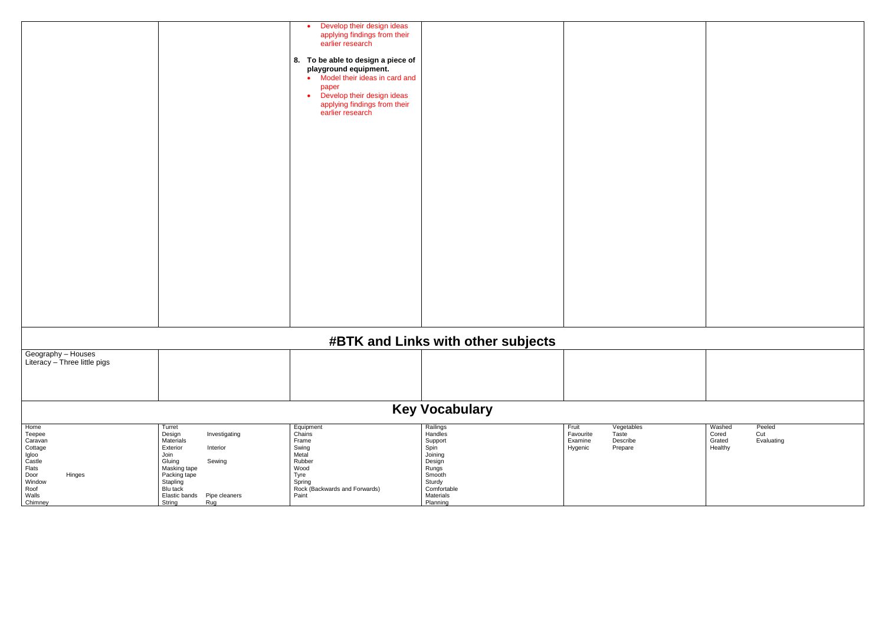| | | | | | |
|---|---|---|---|---|---|
| | | - Develop their design ideas applying findings from their earlier research<br><br>**8. To be able to design a piece of playground equipment.**<br>- Model their ideas in card and paper<br>- Develop their design ideas applying findings from their earlier research | | | |

## #BTK and Links with other subjects

| | | | | | |
|---|---|---|---|---|---|
| Geography – Houses<br>Literacy – Three little pigs | | | | | |

## Key Vocabulary

| | | | | | |
|---|---|---|---|---|---|
| Home<br>Teepee<br>Caravan<br>Cottage<br>Igloo<br>Castle<br>Flats<br>Door Hinges<br>Window<br>Roof<br>Walls<br>Chimney | Turret<br>Design Investigating<br>Materials<br>Exterior Interior<br>Join<br>Gluing Sewing<br>Masking tape<br>Packing tape<br>Stapling<br>Blu tack<br>Elastic bands Pipe cleaners<br>String Rug | Equipment<br>Chains<br>Frame<br>Swing<br>Metal<br>Rubber<br>Wood<br>Tyre<br>Spring<br>Rock (Backwards and Forwards)<br>Paint | Railings<br>Handles<br>Support<br>Spin<br>Joining<br>Design<br>Rungs<br>Smooth<br>Sturdy<br>Comfortable<br>Materials<br>Planning | Fruit Vegetables<br>Favourite Taste<br>Examine Describe<br>Hygenic Prepare | Washed Peeled<br>Cored Cut<br>Grated Evaluating<br>Healthy |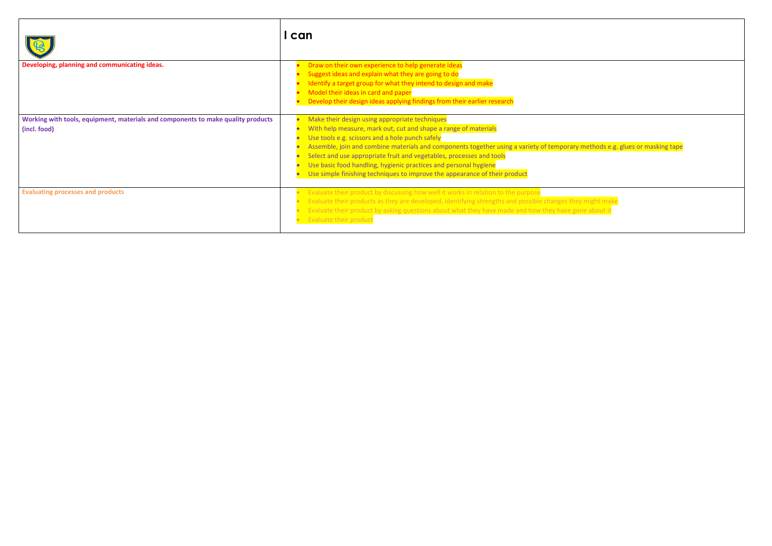| | I can |
|---|---|
| **Developing, planning and communicating ideas.** | • Draw on their own experience to help generate ideas<br>• Suggest ideas and explain what they are going to do<br>• Identify a target group for what they intend to design and make<br>• Model their ideas in card and paper<br>• Develop their design ideas applying findings from their earlier research |
| **Working with tools, equipment, materials and components to make quality products (incl. food)** | • Make their design using appropriate techniques<br>• With help measure, mark out, cut and shape a range of materials<br>• Use tools e.g. scissors and a hole punch safely<br>• Assemble, join and combine materials and components together using a variety of temporary methods e.g. glues or masking tape<br>• Select and use appropriate fruit and vegetables, processes and tools<br>• Use basic food handling, hygienic practices and personal hygiene<br>• Use simple finishing techniques to improve the appearance of their product |
| **Evaluating processes and products** | • Evaluate their product by discussing how well it works in relation to the purpose<br>• Evaluate their products as they are developed, identifying strengths and possible changes they might make<br>• Evaluate their product by asking questions about what they have made and how they have gone about it<br>• Evaluate their product |